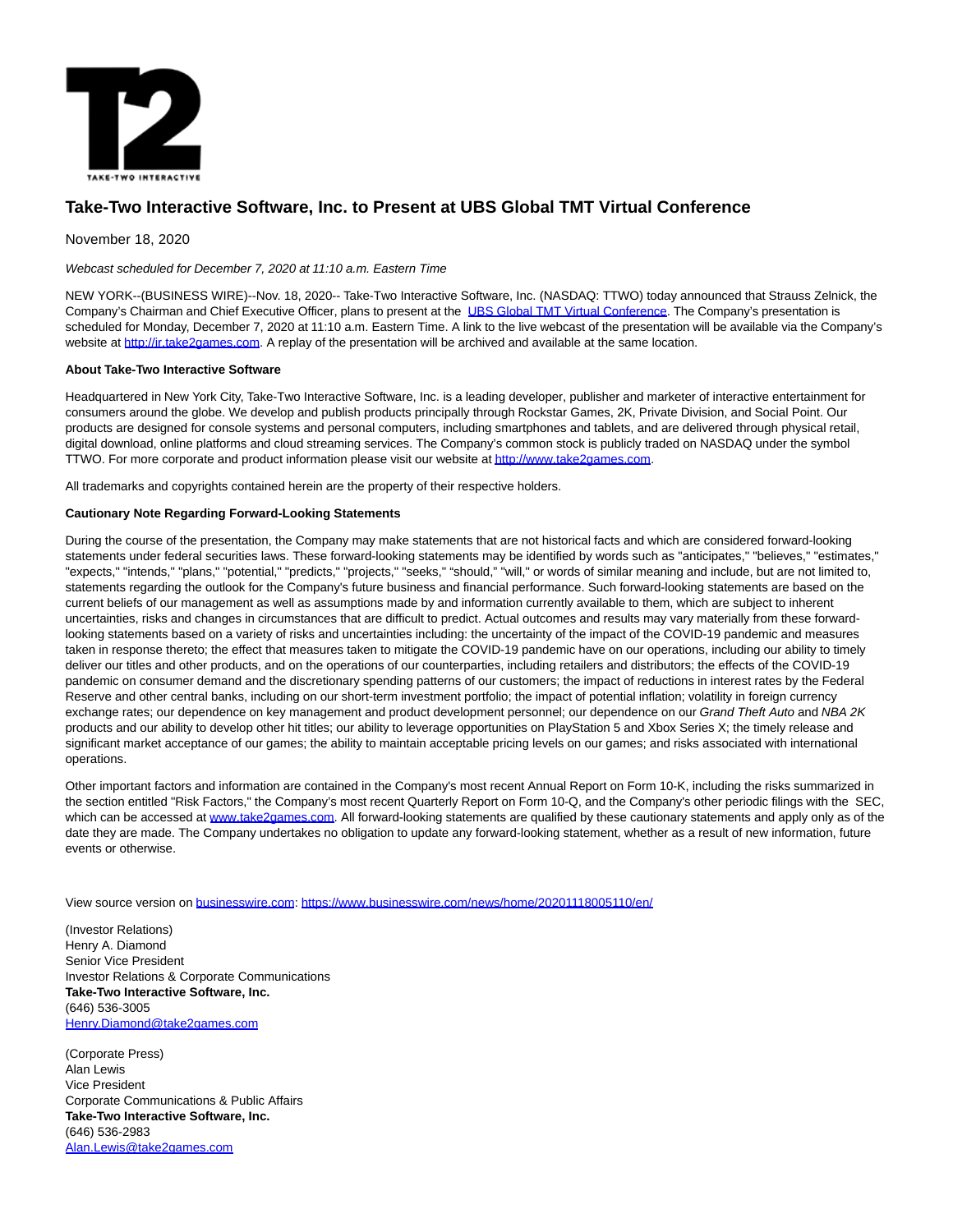# Take-Two Interactive Software, Inc. to Present at UBS Global TMT Virtual Conference

November 18, 2020

*Webcast scheduled for December 7, 2020 at 11:10 a.m. Eastern Time*

NEW YORK--(BUSINESS WIRE)--Nov. 18, 2020-- Take-Two Interactive Software, Inc. (NASDAQ: TTWO) today announced that Strauss Zelnick, the Company's Chairman and Chief Executive Officer, plans to present at the UBS Global TMT Virtual Conference. The Company's presentation is scheduled for Monday, December 7, 2020 at 11:10 a.m. Eastern Time. A link to the live webcast of the presentation will be available via the Company's website at http://ir.take2games.com. A replay of the presentation will be archived and available at the same location.

**About Take-Two Interactive Software**

Headquartered in New York City, Take-Two Interactive Software, Inc. is a leading developer, publisher and marketer of interactive entertainment for consumers around the globe. We develop and publish products principally through Rockstar Games, 2K, Private Division, and Social Point. Our products are designed for console systems and personal computers, including smartphones and tablets, and are delivered through physical retail, digital download, online platforms and cloud streaming services. The Company's common stock is publicly traded on NASDAQ under the symbol TTWO. For more corporate and product information please visit our website at http://www.take2games.com.

All trademarks and copyrights contained herein are the property of their respective holders.

**Cautionary Note Regarding Forward-Looking Statements**

During the course of the presentation, the Company may make statements that are not historical facts and which are considered forward-looking statements under federal securities laws. These forward-looking statements may be identified by words such as "anticipates," "believes," "estimates," "expects," "intends," "plans," "potential," "predicts," "projects," "seeks," "should," "will," or words of similar meaning and include, but are not limited to, statements regarding the outlook for the Company's future business and financial performance. Such forward-looking statements are based on the current beliefs of our management as well as assumptions made by and information currently available to them, which are subject to inherent uncertainties, risks and changes in circumstances that are difficult to predict. Actual outcomes and results may vary materially from these forward-looking statements based on a variety of risks and uncertainties including: the uncertainty of the impact of the COVID-19 pandemic and measures taken in response thereto; the effect that measures taken to mitigate the COVID-19 pandemic have on our operations, including our ability to timely deliver our titles and other products, and on the operations of our counterparties, including retailers and distributors; the effects of the COVID-19 pandemic on consumer demand and the discretionary spending patterns of our customers; the impact of reductions in interest rates by the Federal Reserve and other central banks, including on our short-term investment portfolio; the impact of potential inflation; volatility in foreign currency exchange rates; our dependence on key management and product development personnel; our dependence on our *Grand Theft Auto* and *NBA 2K* products and our ability to develop other hit titles; our ability to leverage opportunities on PlayStation 5 and Xbox Series X; the timely release and significant market acceptance of our games; the ability to maintain acceptable pricing levels on our games; and risks associated with international operations.

Other important factors and information are contained in the Company's most recent Annual Report on Form 10-K, including the risks summarized in the section entitled "Risk Factors," the Company's most recent Quarterly Report on Form 10-Q, and the Company's other periodic filings with the SEC, which can be accessed at www.take2games.com. All forward-looking statements are qualified by these cautionary statements and apply only as of the date they are made. The Company undertakes no obligation to update any forward-looking statement, whether as a result of new information, future events or otherwise.

View source version on businesswire.com: https://www.businesswire.com/news/home/20201118005110/en/

(Investor Relations)
Henry A. Diamond
Senior Vice President
Investor Relations & Corporate Communications
**Take-Two Interactive Software, Inc.**
(646) 536-3005
Henry.Diamond@take2games.com

(Corporate Press)
Alan Lewis
Vice President
Corporate Communications & Public Affairs
**Take-Two Interactive Software, Inc.**
(646) 536-2983
Alan.Lewis@take2games.com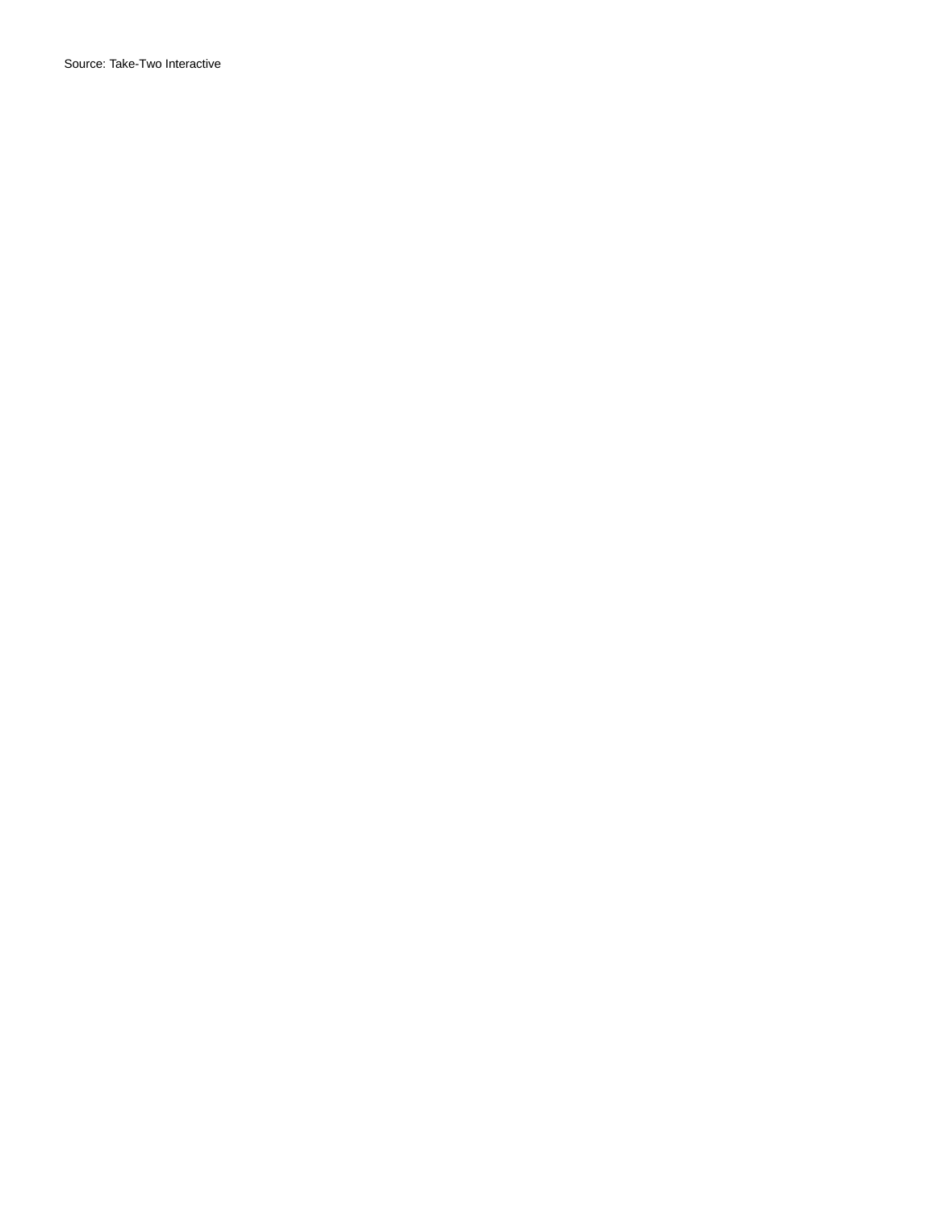Source: Take-Two Interactive